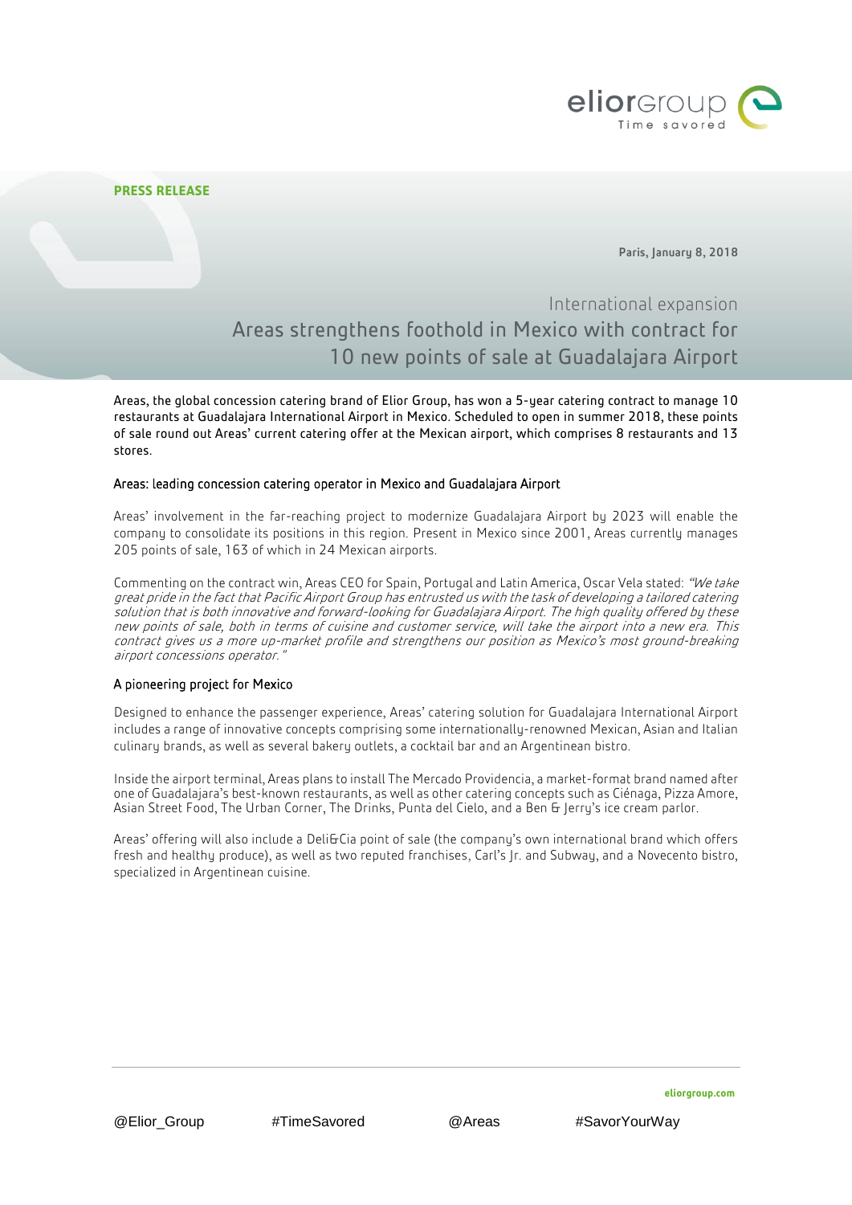**PRESS RELEASE**

Paris, January 8, 2018

International expansion

# Areas strengthens foothold in Mexico with contract for 10 new points of sale at Guadalajara Airport

Areas, the global concession catering brand of Elior Group, has won a 5-year catering contract to manage 10 restaurants at Guadalajara International Airport in Mexico. Scheduled to open in summer 2018, these points of sale round out Areas' current catering offer at the Mexican airport, which comprises 8 restaurants and 13 stores.

## Areas: leading concession catering operator in Mexico and Guadalajara Airport

Areas' involvement in the far-reaching project to modernize Guadalajara Airport by 2023 will enable the company to consolidate its positions in this region. Present in Mexico since 2001, Areas currently manages 205 points of sale, 163 of which in 24 Mexican airports.

Commenting on the contract win, Areas CEO for Spain, Portugal and Latin America, Oscar Vela stated: *"We take great pride in the fact that Pacific Airport Group has entrusted us with the task of developing a tailored catering solution that is both innovative and forward-looking for Guadalajara Airport. The high quality offered by these new points of sale, both in terms of cuisine and customer service, will take the airport into a new era. This contract gives us a more up-market profile and strengthens our position as Mexico's most ground-breaking airport concessions operator."*

## A pioneering project for Mexico

Designed to enhance the passenger experience, Areas' catering solution for Guadalajara International Airport includes a range of innovative concepts comprising some internationally-renowned Mexican, Asian and Italian culinary brands, as well as several bakery outlets, a cocktail bar and an Argentinean bistro.

Inside the airport terminal, Areas plans to install The Mercado Providencia, a market-format brand named after one of Guadalajara's best-known restaurants, as well as other catering concepts such as Ciénaga, Pizza Amore, Asian Street Food, The Urban Corner, The Drinks, Punta del Cielo, and a Ben & Jerry's ice cream parlor.

Areas' offering will also include a Deli&Cia point of sale (the company's own international brand which offers fresh and healthy produce), as well as two reputed franchises, Carl's Jr. and Subway, and a Novecento bistro, specialized in Argentinean cuisine.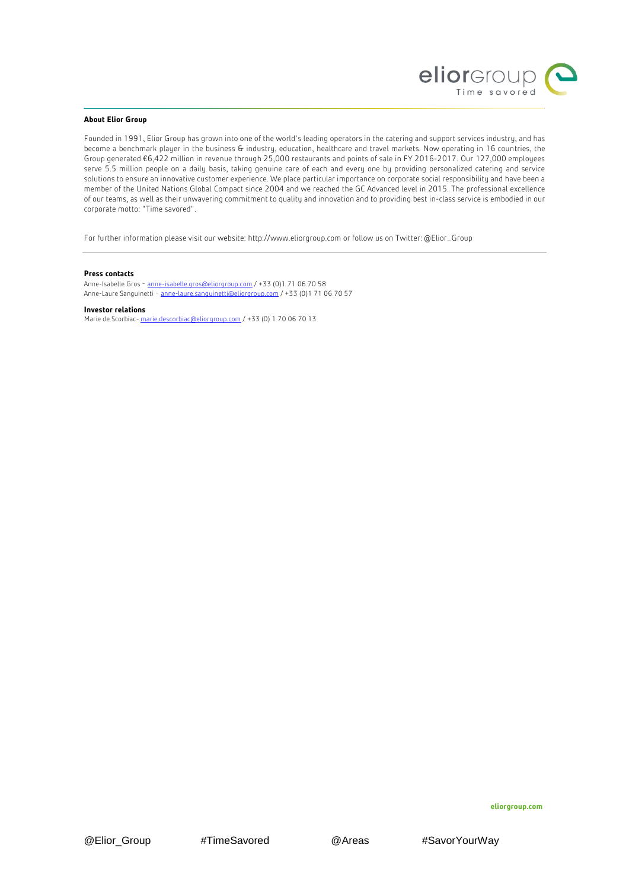**About Elior Group**

Founded in 1991, Elior Group has grown into one of the world's leading operators in the catering and support services industry, and has become a benchmark player in the business & industry, education, healthcare and travel markets. Now operating in 16 countries, the Group generated €6,422 million in revenue through 25,000 restaurants and points of sale in FY 2016-2017. Our 127,000 employees serve 5.5 million people on a daily basis, taking genuine care of each and every one by providing personalized catering and service solutions to ensure an innovative customer experience. We place particular importance on corporate social responsibility and have been a member of the United Nations Global Compact since 2004 and we reached the GC Advanced level in 2015. The professional excellence of our teams, as well as their unwavering commitment to quality and innovation and to providing best in-class service is embodied in our corporate motto: "Time savored".

For further information please visit our website: http://www.eliorgroup.com or follow us on Twitter: @Elior_Group

---

**Press contacts**

Anne-Isabelle Gros – anne-isabelle.gros@eliorgroup.com / +33 (0)1 71 06 70 58
Anne-Laure Sanguinetti – anne-laure.sanguinetti@eliorgroup.com / +33 (0)1 71 06 70 57

**Investor relations**

Marie de Scorbiac- marie.descorbiac@eliorgroup.com / +33 (0) 1 70 06 70 13

eliorgroup.com

@Elior_Group #TimeSavored @Areas #SavorYourWay